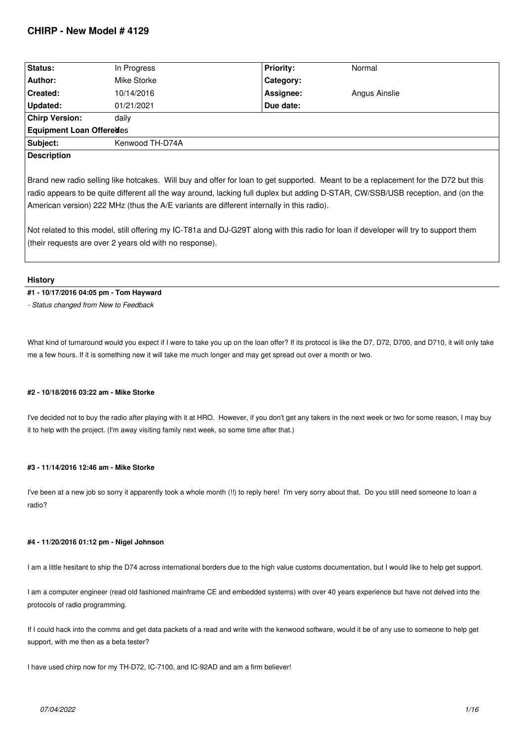# CHIRP - New Model # 4129

| Status: | In Progress | Priority: | Normal |
|---|---|---|---|
| Author: | Mike Storke | Category: | |
| Created: | 10/14/2016 | Assignee: | Angus Ainslie |
| Updated: | 01/21/2021 | Due date: | |
| Chirp Version: | daily | | |
| Equipment Loan Offered: | Yes | | |
| Subject: | Kenwood TH-D74A | | |

**Description**

Brand new radio selling like hotcakes. Will buy and offer for loan to get supported. Meant to be a replacement for the D72 but this radio appears to be quite different all the way around, lacking full duplex but adding D-STAR, CW/SSB/USB reception, and (on the American version) 222 MHz (thus the A/E variants are different internally in this radio).

Not related to this model, still offering my IC-T81a and DJ-G29T along with this radio for loan if developer will try to support them (their requests are over 2 years old with no response).

## History

#### #1 - 10/17/2016 04:05 pm - Tom Hayward

*- Status changed from New to Feedback*

What kind of turnaround would you expect if I were to take you up on the loan offer? If its protocol is like the D7, D72, D700, and D710, it will only take me a few hours. If it is something new it will take me much longer and may get spread out over a month or two.

#### #2 - 10/18/2016 03:22 am - Mike Storke

I've decided not to buy the radio after playing with it at HRO. However, if you don't get any takers in the next week or two for some reason, I may buy it to help with the project. (I'm away visiting family next week, so some time after that.)

#### #3 - 11/14/2016 12:46 am - Mike Storke

I've been at a new job so sorry it apparently took a whole month (!!) to reply here! I'm very sorry about that. Do you still need someone to loan a radio?

#### #4 - 11/20/2016 01:12 pm - Nigel Johnson

I am a little hesitant to ship the D74 across international borders due to the high value customs documentation, but I would like to help get support.

I am a computer engineer (read old fashioned mainframe CE and embedded systems) with over 40 years experience but have not delved into the protocols of radio programming.

If I could hack into the comms and get data packets of a read and write with the kenwood software, would it be of any use to someone to help get support, with me then as a beta tester?

I have used chirp now for my TH-D72, IC-7100, and IC-92AD and am a firm believer!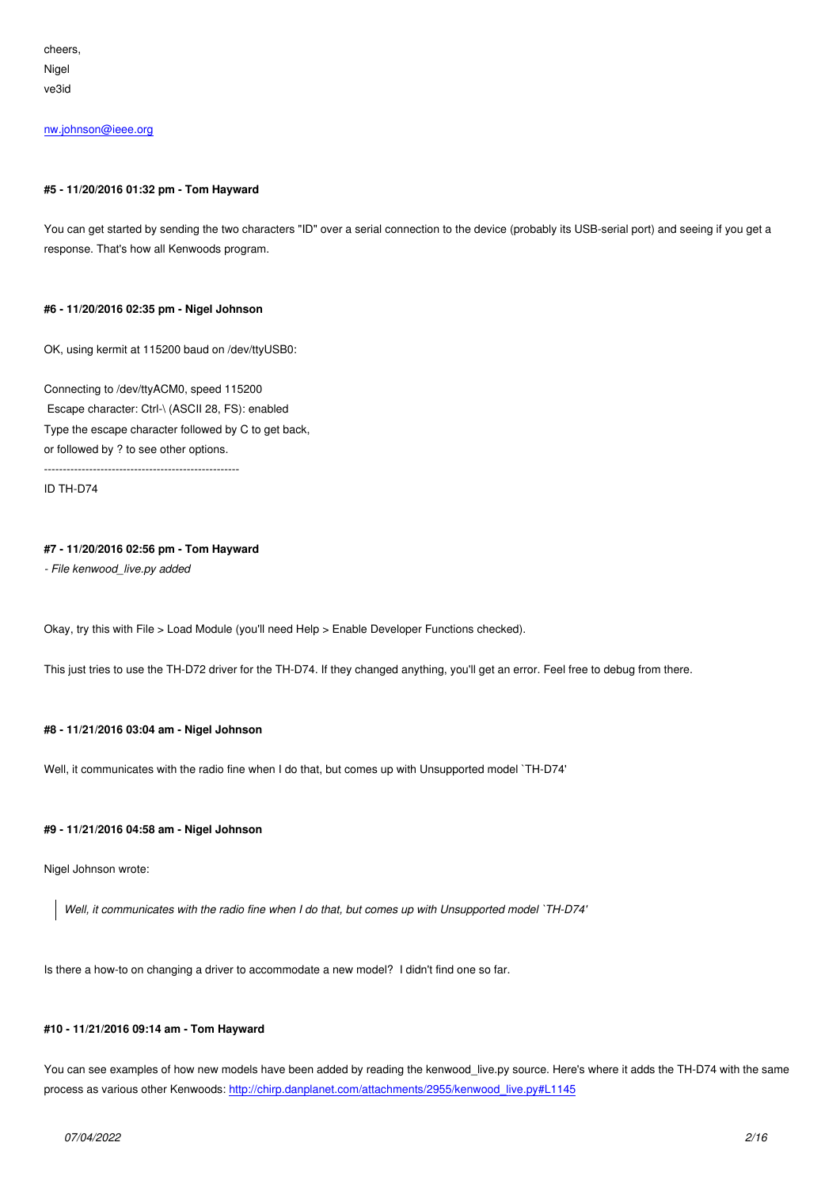cheers,
Nigel
ve3id

[nw.johnson@ieee.org](mailto:nw.johnson@ieee.org)

#### #5 - 11/20/2016 01:32 pm - Tom Hayward

You can get started by sending the two characters "ID" over a serial connection to the device (probably its USB-serial port) and seeing if you get a response. That's how all Kenwoods program.

#### #6 - 11/20/2016 02:35 pm - Nigel Johnson

OK, using kermit at 115200 baud on /dev/ttyUSB0:

Connecting to /dev/ttyACM0, speed 115200
Escape character: Ctrl-\ (ASCII 28, FS): enabled
Type the escape character followed by C to get back,
or followed by ? to see other options.

----------------------------------------------------

ID TH-D74

#### #7 - 11/20/2016 02:56 pm - Tom Hayward

*- File kenwood_live.py added*

Okay, try this with File > Load Module (you'll need Help > Enable Developer Functions checked).

This just tries to use the TH-D72 driver for the TH-D74. If they changed anything, you'll get an error. Feel free to debug from there.

#### #8 - 11/21/2016 03:04 am - Nigel Johnson

Well, it communicates with the radio fine when I do that, but comes up with Unsupported model `TH-D74'

#### #9 - 11/21/2016 04:58 am - Nigel Johnson

Nigel Johnson wrote:

> *Well, it communicates with the radio fine when I do that, but comes up with Unsupported model `TH-D74'*

Is there a how-to on changing a driver to accommodate a new model? I didn't find one so far.

#### #10 - 11/21/2016 09:14 am - Tom Hayward

You can see examples of how new models have been added by reading the kenwood_live.py source. Here's where it adds the TH-D74 with the same process as various other Kenwoods: [http://chirp.danplanet.com/attachments/2955/kenwood_live.py#L1145](http://chirp.danplanet.com/attachments/2955/kenwood_live.py#L1145)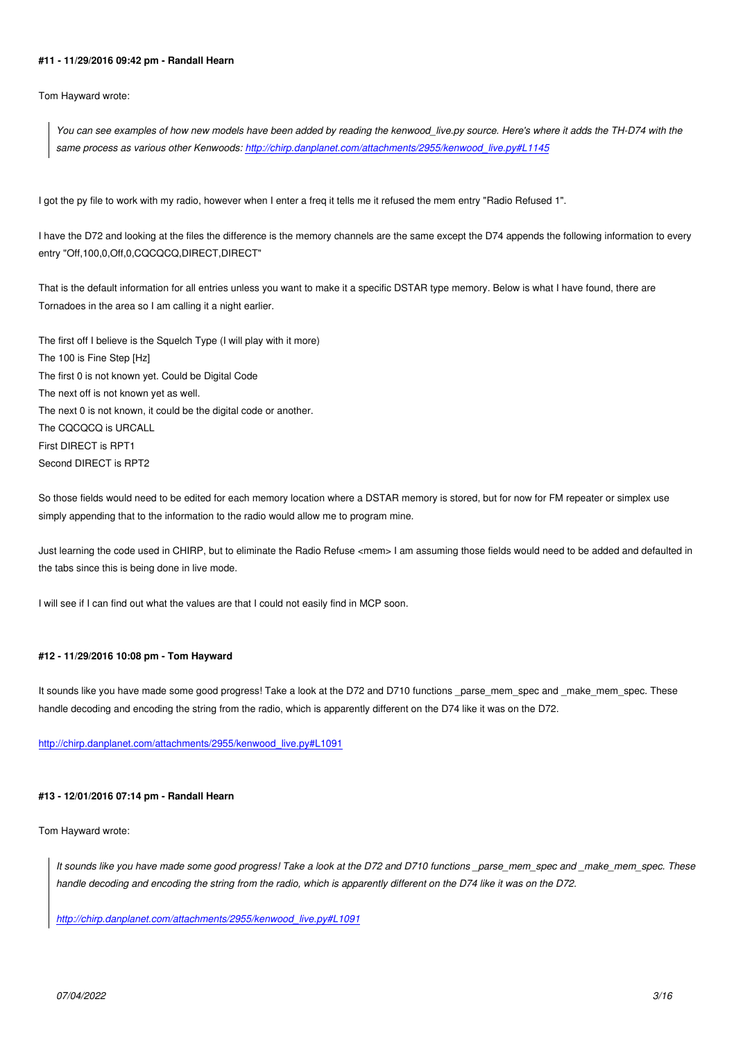#### #11 - 11/29/2016 09:42 pm - Randall Hearn

Tom Hayward wrote:

> *You can see examples of how new models have been added by reading the kenwood_live.py source. Here's where it adds the TH-D74 with the same process as various other Kenwoods: [http://chirp.danplanet.com/attachments/2955/kenwood_live.py#L1145](http://chirp.danplanet.com/attachments/2955/kenwood_live.py#L1145)*

I got the py file to work with my radio, however when I enter a freq it tells me it refused the mem entry "Radio Refused 1".

I have the D72 and looking at the files the difference is the memory channels are the same except the D74 appends the following information to every entry "Off,100,0,Off,0,CQCQCQ,DIRECT,DIRECT"

That is the default information for all entries unless you want to make it a specific DSTAR type memory. Below is what I have found, there are Tornadoes in the area so I am calling it a night earlier.

The first off I believe is the Squelch Type (I will play with it more)
The 100 is Fine Step [Hz]
The first 0 is not known yet. Could be Digital Code
The next off is not known yet as well.
The next 0 is not known, it could be the digital code or another.
The CQCQCQ is URCALL
First DIRECT is RPT1
Second DIRECT is RPT2

So those fields would need to be edited for each memory location where a DSTAR memory is stored, but for now for FM repeater or simplex use simply appending that to the information to the radio would allow me to program mine.

Just learning the code used in CHIRP, but to eliminate the Radio Refuse <mem> I am assuming those fields would need to be added and defaulted in the tabs since this is being done in live mode.

I will see if I can find out what the values are that I could not easily find in MCP soon.

#### #12 - 11/29/2016 10:08 pm - Tom Hayward

It sounds like you have made some good progress! Take a look at the D72 and D710 functions _parse_mem_spec and _make_mem_spec. These handle decoding and encoding the string from the radio, which is apparently different on the D74 like it was on the D72.

[http://chirp.danplanet.com/attachments/2955/kenwood_live.py#L1091](http://chirp.danplanet.com/attachments/2955/kenwood_live.py#L1091)

#### #13 - 12/01/2016 07:14 pm - Randall Hearn

Tom Hayward wrote:

> *It sounds like you have made some good progress! Take a look at the D72 and D710 functions _parse_mem_spec and _make_mem_spec. These handle decoding and encoding the string from the radio, which is apparently different on the D74 like it was on the D72.*
>
> *[http://chirp.danplanet.com/attachments/2955/kenwood_live.py#L1091](http://chirp.danplanet.com/attachments/2955/kenwood_live.py#L1091)*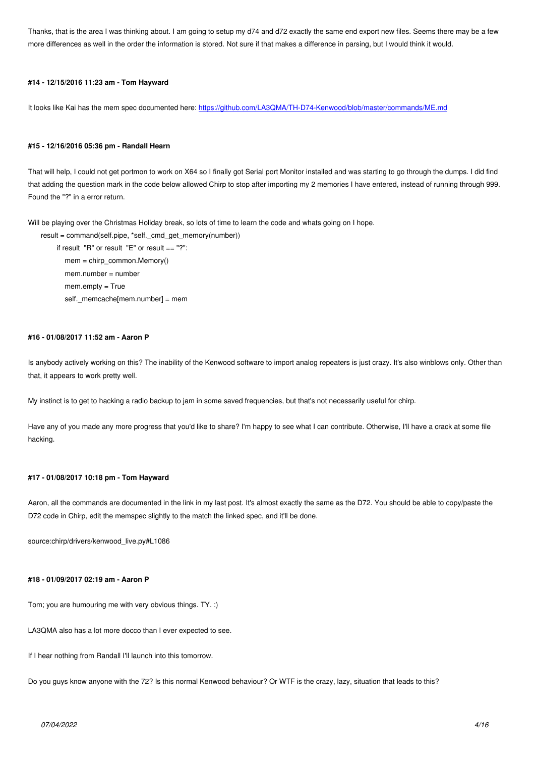Thanks, that is the area I was thinking about. I am going to setup my d74 and d72 exactly the same end export new files. Seems there may be a few more differences as well in the order the information is stored. Not sure if that makes a difference in parsing, but I would think it would.

#### #14 - 12/15/2016 11:23 am - Tom Hayward

It looks like Kai has the mem spec documented here: https://github.com/LA3QMA/TH-D74-Kenwood/blob/master/commands/ME.md

#### #15 - 12/16/2016 05:36 pm - Randall Hearn

That will help, I could not get portmon to work on X64 so I finally got Serial port Monitor installed and was starting to go through the dumps. I did find that adding the question mark in the code below allowed Chirp to stop after importing my 2 memories I have entered, instead of running through 999. Found the "?" in a error return.

Will be playing over the Christmas Holiday break, so lots of time to learn the code and whats going on I hope.

```
result = command(self.pipe, *self._cmd_get_memory(number))
    if result  "R" or result  "E" or result == "?":
        mem = chirp_common.Memory()
        mem.number = number
        mem.empty = True
        self._memcache[mem.number] = mem
```

#### #16 - 01/08/2017 11:52 am - Aaron P

Is anybody actively working on this? The inability of the Kenwood software to import analog repeaters is just crazy. It's also winblows only. Other than that, it appears to work pretty well.

My instinct is to get to hacking a radio backup to jam in some saved frequencies, but that's not necessarily useful for chirp.

Have any of you made any more progress that you'd like to share? I'm happy to see what I can contribute. Otherwise, I'll have a crack at some file hacking.

#### #17 - 01/08/2017 10:18 pm - Tom Hayward

Aaron, all the commands are documented in the link in my last post. It's almost exactly the same as the D72. You should be able to copy/paste the D72 code in Chirp, edit the memspec slightly to the match the linked spec, and it'll be done.

source:chirp/drivers/kenwood_live.py#L1086

#### #18 - 01/09/2017 02:19 am - Aaron P

Tom; you are humouring me with very obvious things. TY. :)

LA3QMA also has a lot more docco than I ever expected to see.

If I hear nothing from Randall I'll launch into this tomorrow.

Do you guys know anyone with the 72? Is this normal Kenwood behaviour? Or WTF is the crazy, lazy, situation that leads to this?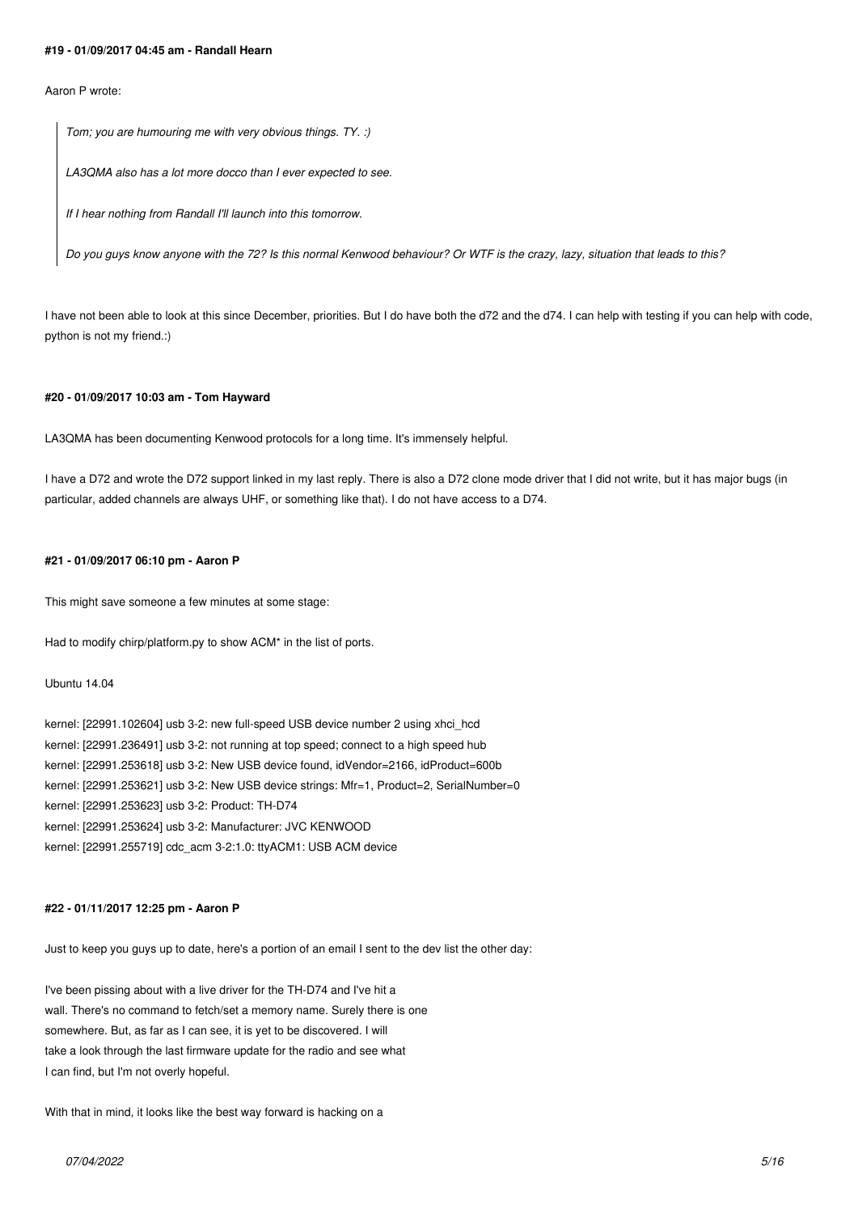#### #19 - 01/09/2017 04:45 am - Randall Hearn

Aaron P wrote:

> *Tom; you are humouring me with very obvious things. TY. :)*
>
> *LA3QMA also has a lot more docco than I ever expected to see.*
>
> *If I hear nothing from Randall I'll launch into this tomorrow.*
>
> *Do you guys know anyone with the 72? Is this normal Kenwood behaviour? Or WTF is the crazy, lazy, situation that leads to this?*

I have not been able to look at this since December, priorities. But I do have both the d72 and the d74. I can help with testing if you can help with code, python is not my friend.:)

#### #20 - 01/09/2017 10:03 am - Tom Hayward

LA3QMA has been documenting Kenwood protocols for a long time. It's immensely helpful.

I have a D72 and wrote the D72 support linked in my last reply. There is also a D72 clone mode driver that I did not write, but it has major bugs (in particular, added channels are always UHF, or something like that). I do not have access to a D74.

#### #21 - 01/09/2017 06:10 pm - Aaron P

This might save someone a few minutes at some stage:

Had to modify chirp/platform.py to show ACM* in the list of ports.

Ubuntu 14.04

kernel: [22991.102604] usb 3-2: new full-speed USB device number 2 using xhci_hcd
kernel: [22991.236491] usb 3-2: not running at top speed; connect to a high speed hub
kernel: [22991.253618] usb 3-2: New USB device found, idVendor=2166, idProduct=600b
kernel: [22991.253621] usb 3-2: New USB device strings: Mfr=1, Product=2, SerialNumber=0
kernel: [22991.253623] usb 3-2: Product: TH-D74
kernel: [22991.253624] usb 3-2: Manufacturer: JVC KENWOOD
kernel: [22991.255719] cdc_acm 3-2:1.0: ttyACM1: USB ACM device

#### #22 - 01/11/2017 12:25 pm - Aaron P

Just to keep you guys up to date, here's a portion of an email I sent to the dev list the other day:

I've been pissing about with a live driver for the TH-D74 and I've hit a
wall. There's no command to fetch/set a memory name. Surely there is one
somewhere. But, as far as I can see, it is yet to be discovered. I will
take a look through the last firmware update for the radio and see what
I can find, but I'm not overly hopeful.

With that in mind, it looks like the best way forward is hacking on a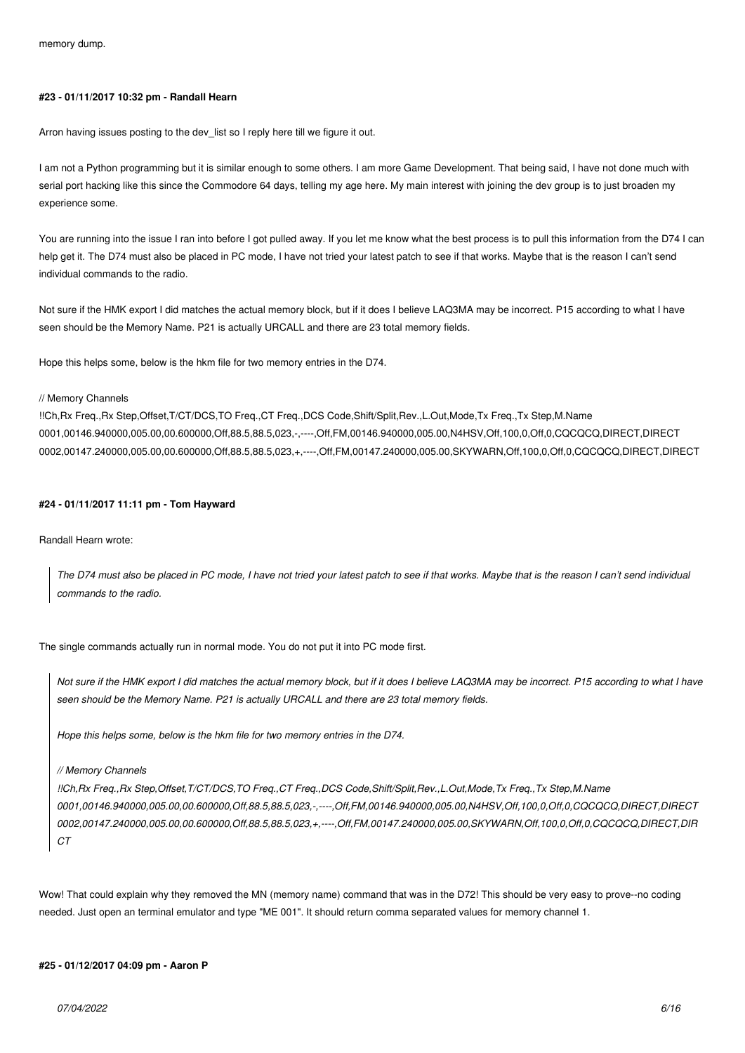memory dump.

#### #23 - 01/11/2017 10:32 pm - Randall Hearn

Arron having issues posting to the dev_list so I reply here till we figure it out.

I am not a Python programming but it is similar enough to some others. I am more Game Development. That being said, I have not done much with serial port hacking like this since the Commodore 64 days, telling my age here. My main interest with joining the dev group is to just broaden my experience some.

You are running into the issue I ran into before I got pulled away. If you let me know what the best process is to pull this information from the D74 I can help get it. The D74 must also be placed in PC mode, I have not tried your latest patch to see if that works. Maybe that is the reason I can't send individual commands to the radio.

Not sure if the HMK export I did matches the actual memory block, but if it does I believe LAQ3MA may be incorrect. P15 according to what I have seen should be the Memory Name. P21 is actually URCALL and there are 23 total memory fields.

Hope this helps some, below is the hkm file for two memory entries in the D74.

```
// Memory Channels
!!Ch,Rx Freq.,Rx Step,Offset,T/CT/DCS,TO Freq.,CT Freq.,DCS Code,Shift/Split,Rev.,L.Out,Mode,Tx Freq.,Tx Step,M.Name
0001,00146.940000,005.00,00.600000,Off,88.5,88.5,023,-,----,Off,FM,00146.940000,005.00,N4HSV,Off,100,0,Off,0,CQCQCQ,DIRECT,DIRECT
0002,00147.240000,005.00,00.600000,Off,88.5,88.5,023,+,----,Off,FM,00147.240000,005.00,SKYWARN,Off,100,0,Off,0,CQCQCQ,DIRECT,DIRECT
```

#### #24 - 01/11/2017 11:11 pm - Tom Hayward

Randall Hearn wrote:

> *The D74 must also be placed in PC mode, I have not tried your latest patch to see if that works. Maybe that is the reason I can't send individual commands to the radio.*

The single commands actually run in normal mode. You do not put it into PC mode first.

> *Not sure if the HMK export I did matches the actual memory block, but if it does I believe LAQ3MA may be incorrect. P15 according to what I have seen should be the Memory Name. P21 is actually URCALL and there are 23 total memory fields.*
>
> *Hope this helps some, below is the hkm file for two memory entries in the D74.*
>
> *// Memory Channels*
> *!!Ch,Rx Freq.,Rx Step,Offset,T/CT/DCS,TO Freq.,CT Freq.,DCS Code,Shift/Split,Rev.,L.Out,Mode,Tx Freq.,Tx Step,M.Name*
> *0001,00146.940000,005.00,00.600000,Off,88.5,88.5,023,-,----,Off,FM,00146.940000,005.00,N4HSV,Off,100,0,Off,0,CQCQCQ,DIRECT,DIRECT*
> *0002,00147.240000,005.00,00.600000,Off,88.5,88.5,023,+,----,Off,FM,00147.240000,005.00,SKYWARN,Off,100,0,Off,0,CQCQCQ,DIRECT,DIRECT*

Wow! That could explain why they removed the MN (memory name) command that was in the D72! This should be very easy to prove--no coding needed. Just open an terminal emulator and type "ME 001". It should return comma separated values for memory channel 1.

#### #25 - 01/12/2017 04:09 pm - Aaron P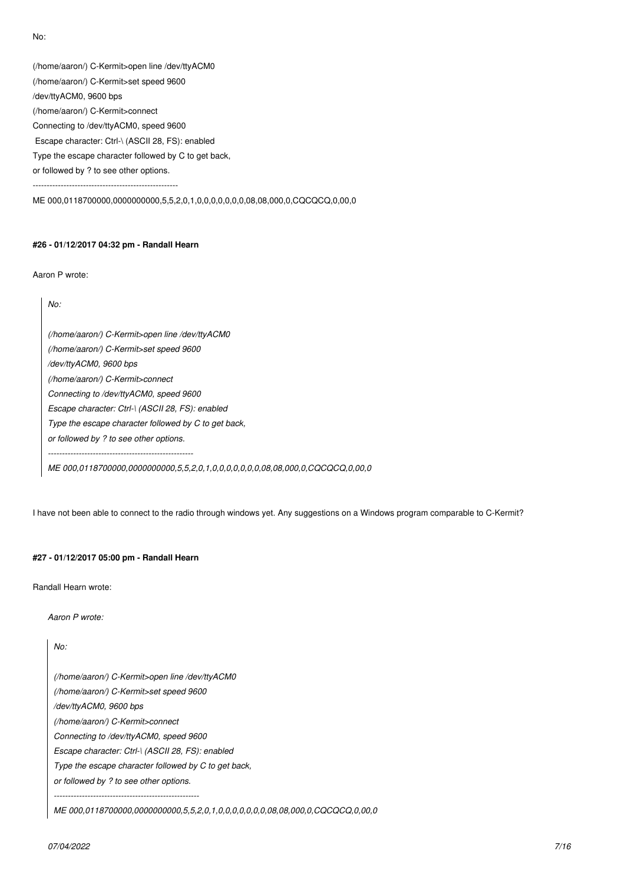No:

(/home/aaron/) C-Kermit>open line /dev/ttyACM0

(/home/aaron/) C-Kermit>set speed 9600

/dev/ttyACM0, 9600 bps

(/home/aaron/) C-Kermit>connect

Connecting to /dev/ttyACM0, speed 9600

Escape character: Ctrl-\ (ASCII 28, FS): enabled

Type the escape character followed by C to get back,

or followed by ? to see other options.

----------------------------------------------------

ME 000,0118700000,0000000000,5,5,2,0,1,0,0,0,0,0,0,0,08,08,000,0,CQCQCQ,0,00,0

#### #26 - 01/12/2017 04:32 pm - Randall Hearn

Aaron P wrote:

> *No:*
>
> *(/home/aaron/) C-Kermit>open line /dev/ttyACM0*
>
> *(/home/aaron/) C-Kermit>set speed 9600*
>
> */dev/ttyACM0, 9600 bps*
>
> *(/home/aaron/) C-Kermit>connect*
>
> *Connecting to /dev/ttyACM0, speed 9600*
>
> *Escape character: Ctrl-\ (ASCII 28, FS): enabled*
>
> *Type the escape character followed by C to get back,*
>
> *or followed by ? to see other options.*
>
> *----------------------------------------------------*
>
> *ME 000,0118700000,0000000000,5,5,2,0,1,0,0,0,0,0,0,0,08,08,000,0,CQCQCQ,0,00,0*

I have not been able to connect to the radio through windows yet. Any suggestions on a Windows program comparable to C-Kermit?

#### #27 - 01/12/2017 05:00 pm - Randall Hearn

Randall Hearn wrote:

> *Aaron P wrote:*
>
> > *No:*
> >
> > *(/home/aaron/) C-Kermit>open line /dev/ttyACM0*
> >
> > *(/home/aaron/) C-Kermit>set speed 9600*
> >
> > */dev/ttyACM0, 9600 bps*
> >
> > *(/home/aaron/) C-Kermit>connect*
> >
> > *Connecting to /dev/ttyACM0, speed 9600*
> >
> > *Escape character: Ctrl-\ (ASCII 28, FS): enabled*
> >
> > *Type the escape character followed by C to get back,*
> >
> > *or followed by ? to see other options.*
> >
> > *----------------------------------------------------*
> >
> > *ME 000,0118700000,0000000000,5,5,2,0,1,0,0,0,0,0,0,0,08,08,000,0,CQCQCQ,0,00,0*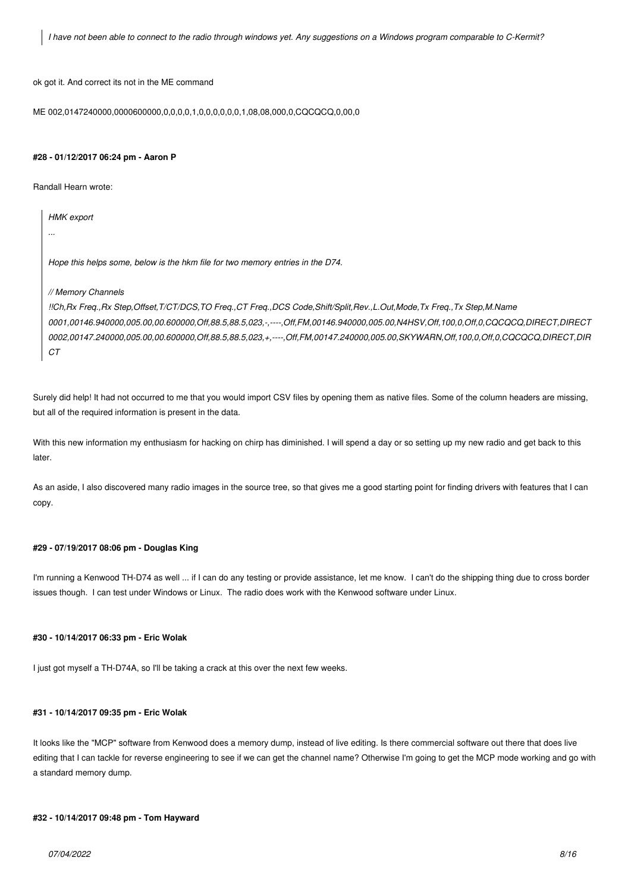> *I have not been able to connect to the radio through windows yet. Any suggestions on a Windows program comparable to C-Kermit?*

ok got it. And correct its not in the ME command

ME 002,0147240000,0000600000,0,0,0,0,1,0,0,0,0,0,0,1,08,08,000,0,CQCQCQ,0,00,0

#### #28 - 01/12/2017 06:24 pm - Aaron P

Randall Hearn wrote:

> *HMK export*
>
> *...*
>
> *Hope this helps some, below is the hkm file for two memory entries in the D74.*
>
> *// Memory Channels*
> *!!Ch,Rx Freq.,Rx Step,Offset,T/CT/DCS,TO Freq.,CT Freq.,DCS Code,Shift/Split,Rev.,L.Out,Mode,Tx Freq.,Tx Step,M.Name*
> *0001,00146.940000,005.00,00.600000,Off,88.5,88.5,023,-,----,Off,FM,00146.940000,005.00,N4HSV,Off,100,0,Off,0,CQCQCQ,DIRECT,DIRECT*
> *0002,00147.240000,005.00,00.600000,Off,88.5,88.5,023,+,----,Off,FM,00147.240000,005.00,SKYWARN,Off,100,0,Off,0,CQCQCQ,DIRECT,DIRCT*

Surely did help! It had not occurred to me that you would import CSV files by opening them as native files. Some of the column headers are missing, but all of the required information is present in the data.

With this new information my enthusiasm for hacking on chirp has diminished. I will spend a day or so setting up my new radio and get back to this later.

As an aside, I also discovered many radio images in the source tree, so that gives me a good starting point for finding drivers with features that I can copy.

#### #29 - 07/19/2017 08:06 pm - Douglas King

I'm running a Kenwood TH-D74 as well ... if I can do any testing or provide assistance, let me know. I can't do the shipping thing due to cross border issues though. I can test under Windows or Linux. The radio does work with the Kenwood software under Linux.

#### #30 - 10/14/2017 06:33 pm - Eric Wolak

I just got myself a TH-D74A, so I'll be taking a crack at this over the next few weeks.

#### #31 - 10/14/2017 09:35 pm - Eric Wolak

It looks like the "MCP" software from Kenwood does a memory dump, instead of live editing. Is there commercial software out there that does live editing that I can tackle for reverse engineering to see if we can get the channel name? Otherwise I'm going to get the MCP mode working and go with a standard memory dump.

#### #32 - 10/14/2017 09:48 pm - Tom Hayward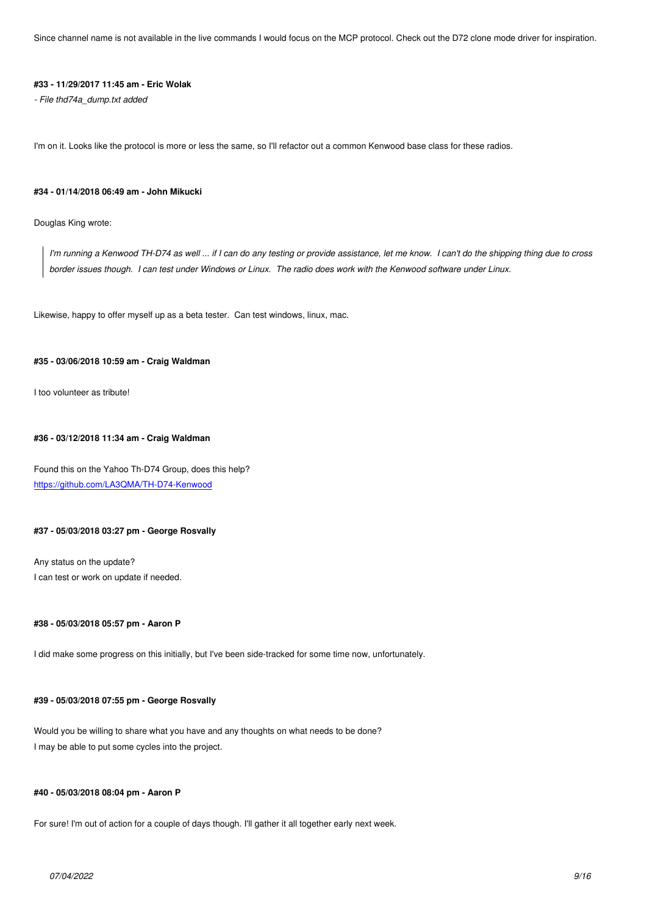Since channel name is not available in the live commands I would focus on the MCP protocol. Check out the D72 clone mode driver for inspiration.

#### #33 - 11/29/2017 11:45 am - Eric Wolak

*- File thd74a_dump.txt added*

I'm on it. Looks like the protocol is more or less the same, so I'll refactor out a common Kenwood base class for these radios.

#### #34 - 01/14/2018 06:49 am - John Mikucki

Douglas King wrote:

> *I'm running a Kenwood TH-D74 as well ... if I can do any testing or provide assistance, let me know. I can't do the shipping thing due to cross border issues though. I can test under Windows or Linux. The radio does work with the Kenwood software under Linux.*

Likewise, happy to offer myself up as a beta tester. Can test windows, linux, mac.

#### #35 - 03/06/2018 10:59 am - Craig Waldman

I too volunteer as tribute!

#### #36 - 03/12/2018 11:34 am - Craig Waldman

Found this on the Yahoo Th-D74 Group, does this help?
https://github.com/LA3QMA/TH-D74-Kenwood

#### #37 - 05/03/2018 03:27 pm - George Rosvally

Any status on the update?
I can test or work on update if needed.

#### #38 - 05/03/2018 05:57 pm - Aaron P

I did make some progress on this initially, but I've been side-tracked for some time now, unfortunately.

#### #39 - 05/03/2018 07:55 pm - George Rosvally

Would you be willing to share what you have and any thoughts on what needs to be done?
I may be able to put some cycles into the project.

#### #40 - 05/03/2018 08:04 pm - Aaron P

For sure! I'm out of action for a couple of days though. I'll gather it all together early next week.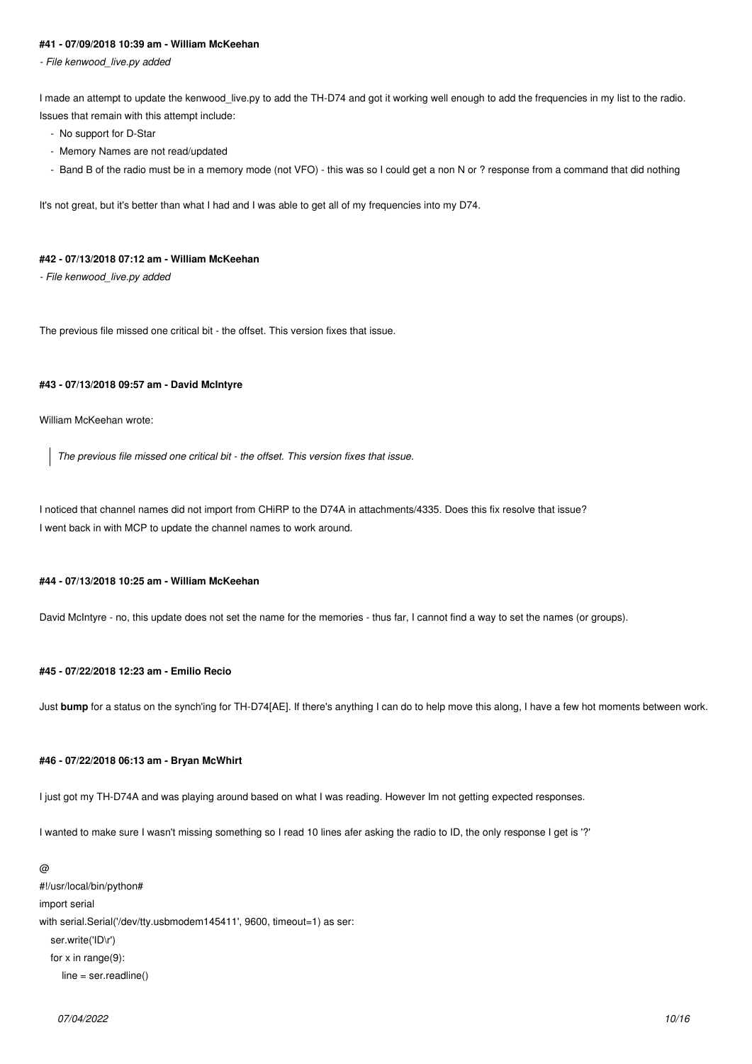#### #41 - 07/09/2018 10:39 am - William McKeehan

*- File kenwood_live.py added*

I made an attempt to update the kenwood_live.py to add the TH-D74 and got it working well enough to add the frequencies in my list to the radio. Issues that remain with this attempt include:

- No support for D-Star
- Memory Names are not read/updated
- Band B of the radio must be in a memory mode (not VFO) - this was so I could get a non N or ? response from a command that did nothing

It's not great, but it's better than what I had and I was able to get all of my frequencies into my D74.

#### #42 - 07/13/2018 07:12 am - William McKeehan

*- File kenwood_live.py added*

The previous file missed one critical bit - the offset. This version fixes that issue.

#### #43 - 07/13/2018 09:57 am - David McIntyre

William McKeehan wrote:

> *The previous file missed one critical bit - the offset. This version fixes that issue.*

I noticed that channel names did not import from CHiRP to the D74A in attachments/4335. Does this fix resolve that issue?
I went back in with MCP to update the channel names to work around.

#### #44 - 07/13/2018 10:25 am - William McKeehan

David McIntyre - no, this update does not set the name for the memories - thus far, I cannot find a way to set the names (or groups).

#### #45 - 07/22/2018 12:23 am - Emilio Recio

Just **bump** for a status on the synch'ing for TH-D74[AE]. If there's anything I can do to help move this along, I have a few hot moments between work.

#### #46 - 07/22/2018 06:13 am - Bryan McWhirt

I just got my TH-D74A and was playing around based on what I was reading. However Im not getting expected responses.

I wanted to make sure I wasn't missing something so I read 10 lines afer asking the radio to ID, the only response I get is '?'

@

```
#!/usr/local/bin/python#
import serial
with serial.Serial('/dev/tty.usbmodem145411', 9600, timeout=1) as ser:
    ser.write('ID\r')
    for x in range(9):
        line = ser.readline()
```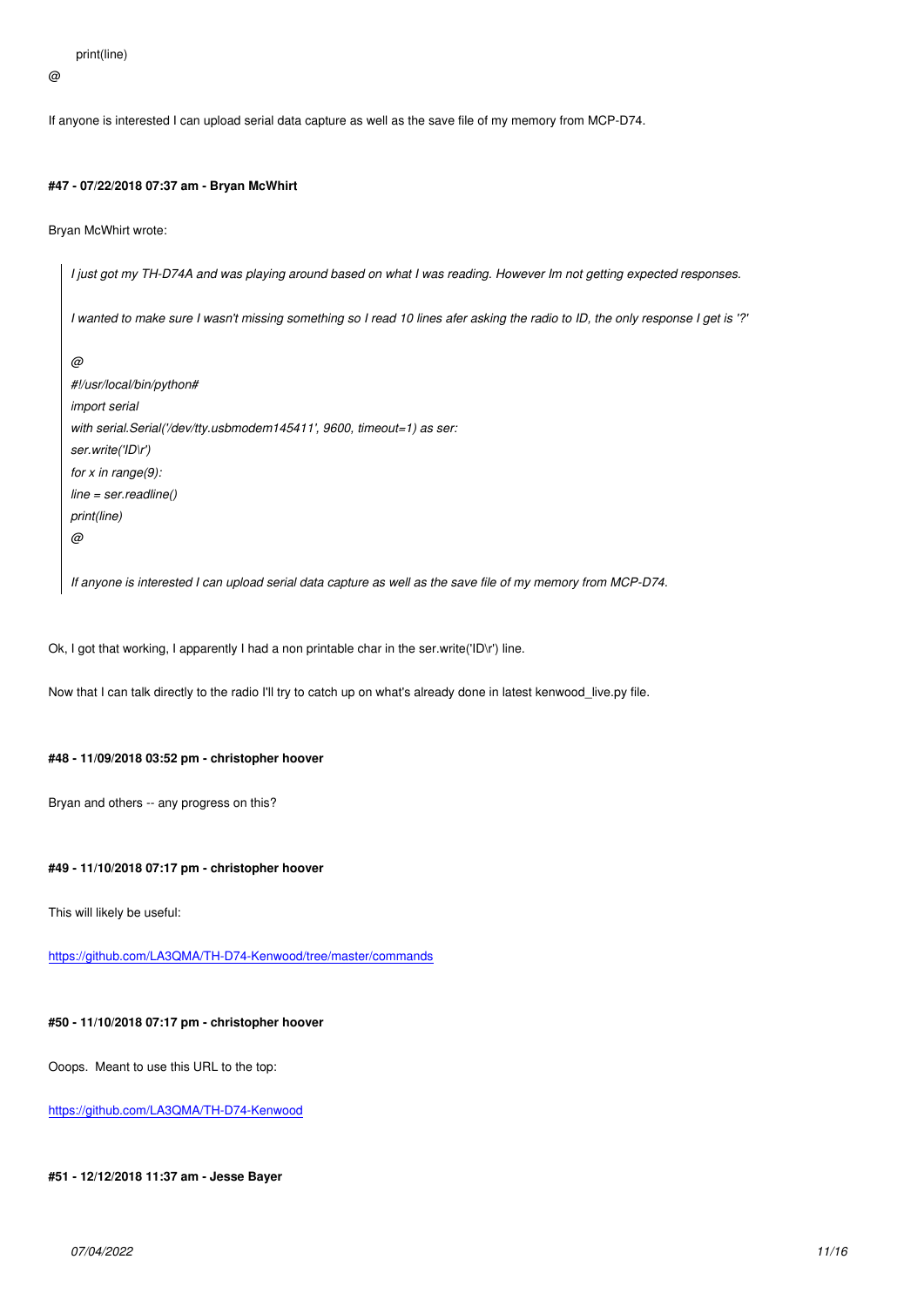print(line)

@

If anyone is interested I can upload serial data capture as well as the save file of my memory from MCP-D74.

#### #47 - 07/22/2018 07:37 am - Bryan McWhirt

Bryan McWhirt wrote:

> *I just got my TH-D74A and was playing around based on what I was reading. However Im not getting expected responses.*
>
> *I wanted to make sure I wasn't missing something so I read 10 lines afer asking the radio to ID, the only response I get is '?'*
>
> *@*
> *#!/usr/local/bin/python#*
> *import serial*
> *with serial.Serial('/dev/tty.usbmodem145411', 9600, timeout=1) as ser:*
> *ser.write('ID\r')*
> *for x in range(9):*
> *line = ser.readline()*
> *print(line)*
> *@*
>
> *If anyone is interested I can upload serial data capture as well as the save file of my memory from MCP-D74.*

Ok, I got that working, I apparently I had a non printable char in the ser.write('ID\r') line.

Now that I can talk directly to the radio I'll try to catch up on what's already done in latest kenwood_live.py file.

#### #48 - 11/09/2018 03:52 pm - christopher hoover

Bryan and others -- any progress on this?

#### #49 - 11/10/2018 07:17 pm - christopher hoover

This will likely be useful:

https://github.com/LA3QMA/TH-D74-Kenwood/tree/master/commands

#### #50 - 11/10/2018 07:17 pm - christopher hoover

Ooops. Meant to use this URL to the top:

https://github.com/LA3QMA/TH-D74-Kenwood

#### #51 - 12/12/2018 11:37 am - Jesse Bayer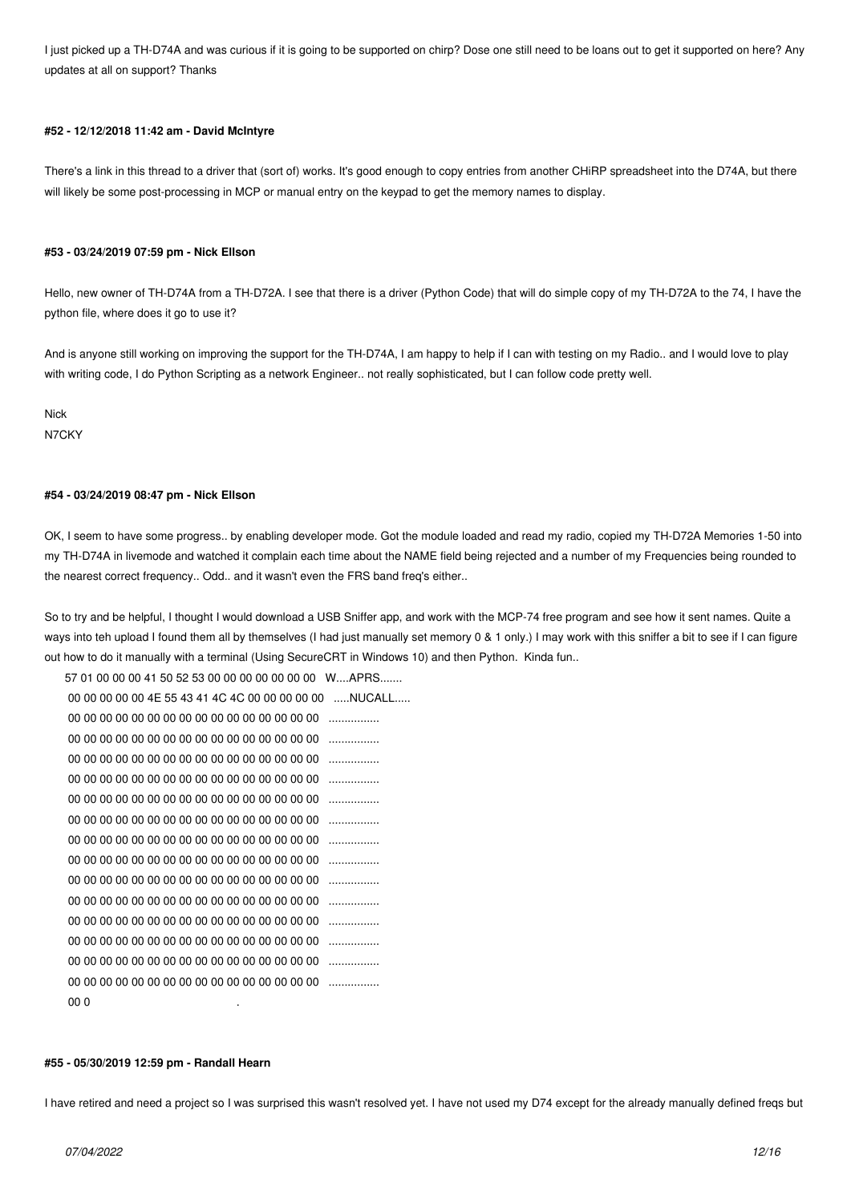I just picked up a TH-D74A and was curious if it is going to be supported on chirp? Dose one still need to be loans out to get it supported on here? Any updates at all on support? Thanks

#### #52 - 12/12/2018 11:42 am - David McIntyre

There's a link in this thread to a driver that (sort of) works. It's good enough to copy entries from another CHiRP spreadsheet into the D74A, but there will likely be some post-processing in MCP or manual entry on the keypad to get the memory names to display.

#### #53 - 03/24/2019 07:59 pm - Nick Ellson

Hello, new owner of TH-D74A from a TH-D72A. I see that there is a driver (Python Code) that will do simple copy of my TH-D72A to the 74, I have the python file, where does it go to use it?

And is anyone still working on improving the support for the TH-D74A, I am happy to help if I can with testing on my Radio.. and I would love to play with writing code, I do Python Scripting as a network Engineer.. not really sophisticated, but I can follow code pretty well.

Nick
N7CKY

#### #54 - 03/24/2019 08:47 pm - Nick Ellson

OK, I seem to have some progress.. by enabling developer mode. Got the module loaded and read my radio, copied my TH-D72A Memories 1-50 into my TH-D74A in livemode and watched it complain each time about the NAME field being rejected and a number of my Frequencies being rounded to the nearest correct frequency.. Odd.. and it wasn't even the FRS band freq's either..

So to try and be helpful, I thought I would download a USB Sniffer app, and work with the MCP-74 free program and see how it sent names. Quite a ways into teh upload I found them all by themselves (I had just manually set memory 0 & 1 only.) I may work with this sniffer a bit to see if I can figure out how to do it manually with a terminal (Using SecureCRT in Windows 10) and then Python. Kinda fun..

```
57 01 00 00 00 41 50 52 53 00 00 00 00 00 00 00   W....APRS.......
00 00 00 00 00 4E 55 43 41 4C 00 00 00 00 00 00   .....NUCALL.....
00 00 00 00 00 00 00 00 00 00 00 00 00 00 00 00   ................
00 00 00 00 00 00 00 00 00 00 00 00 00 00 00 00   ................
00 00 00 00 00 00 00 00 00 00 00 00 00 00 00 00   ................
00 00 00 00 00 00 00 00 00 00 00 00 00 00 00 00   ................
00 00 00 00 00 00 00 00 00 00 00 00 00 00 00 00   ................
00 00 00 00 00 00 00 00 00 00 00 00 00 00 00 00   ................
00 00 00 00 00 00 00 00 00 00 00 00 00 00 00 00   ................
00 00 00 00 00 00 00 00 00 00 00 00 00 00 00 00   ................
00 00 00 00 00 00 00 00 00 00 00 00 00 00 00 00   ................
00 00 00 00 00 00 00 00 00 00 00 00 00 00 00 00   ................
00 00 00 00 00 00 00 00 00 00 00 00 00 00 00 00   ................
00 00 00 00 00 00 00 00 00 00 00 00 00 00 00 00   ................
00 00 00 00 00 00 00 00 00 00 00 00 00 00 00 00   ................
00 00 00 00 00 00 00 00 00 00 00 00 00 00 00 00   ................
00 0                                              .
```

#### #55 - 05/30/2019 12:59 pm - Randall Hearn

I have retired and need a project so I was surprised this wasn't resolved yet. I have not used my D74 except for the already manually defined freqs but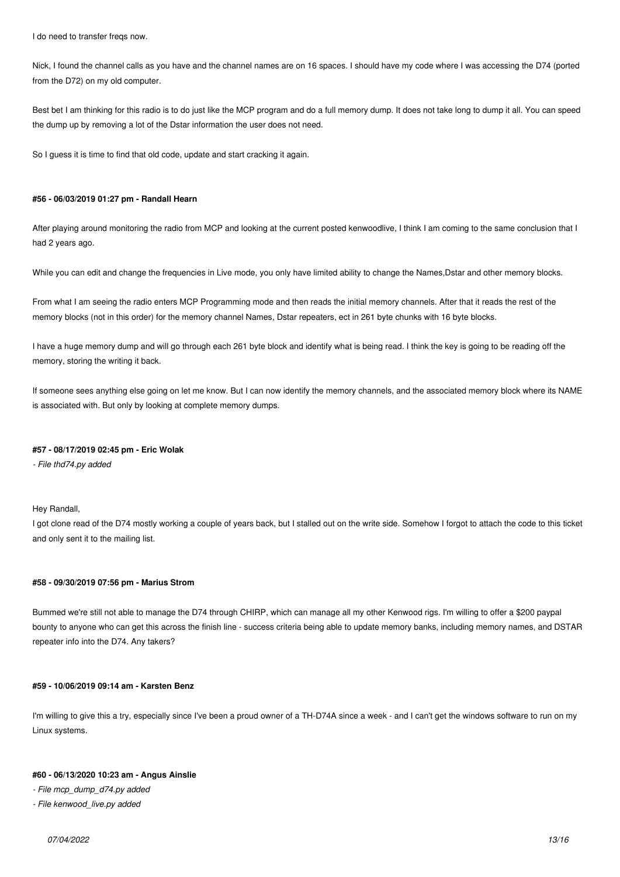I do need to transfer freqs now.

Nick, I found the channel calls as you have and the channel names are on 16 spaces. I should have my code where I was accessing the D74 (ported from the D72) on my old computer.

Best bet I am thinking for this radio is to do just like the MCP program and do a full memory dump. It does not take long to dump it all. You can speed the dump up by removing a lot of the Dstar information the user does not need.

So I guess it is time to find that old code, update and start cracking it again.

#### #56 - 06/03/2019 01:27 pm - Randall Hearn

After playing around monitoring the radio from MCP and looking at the current posted kenwoodlive, I think I am coming to the same conclusion that I had 2 years ago.

While you can edit and change the frequencies in Live mode, you only have limited ability to change the Names,Dstar and other memory blocks.

From what I am seeing the radio enters MCP Programming mode and then reads the initial memory channels. After that it reads the rest of the memory blocks (not in this order) for the memory channel Names, Dstar repeaters, ect in 261 byte chunks with 16 byte blocks.

I have a huge memory dump and will go through each 261 byte block and identify what is being read. I think the key is going to be reading off the memory, storing the writing it back.

If someone sees anything else going on let me know. But I can now identify the memory channels, and the associated memory block where its NAME is associated with. But only by looking at complete memory dumps.

#### #57 - 08/17/2019 02:45 pm - Eric Wolak

*- File thd74.py added*

Hey Randall,
I got clone read of the D74 mostly working a couple of years back, but I stalled out on the write side. Somehow I forgot to attach the code to this ticket and only sent it to the mailing list.

#### #58 - 09/30/2019 07:56 pm - Marius Strom

Bummed we're still not able to manage the D74 through CHIRP, which can manage all my other Kenwood rigs. I'm willing to offer a $200 paypal bounty to anyone who can get this across the finish line - success criteria being able to update memory banks, including memory names, and DSTAR repeater info into the D74. Any takers?

#### #59 - 10/06/2019 09:14 am - Karsten Benz

I'm willing to give this a try, especially since I've been a proud owner of a TH-D74A since a week - and I can't get the windows software to run on my Linux systems.

#### #60 - 06/13/2020 10:23 am - Angus Ainslie

*- File mcp_dump_d74.py added*

*- File kenwood_live.py added*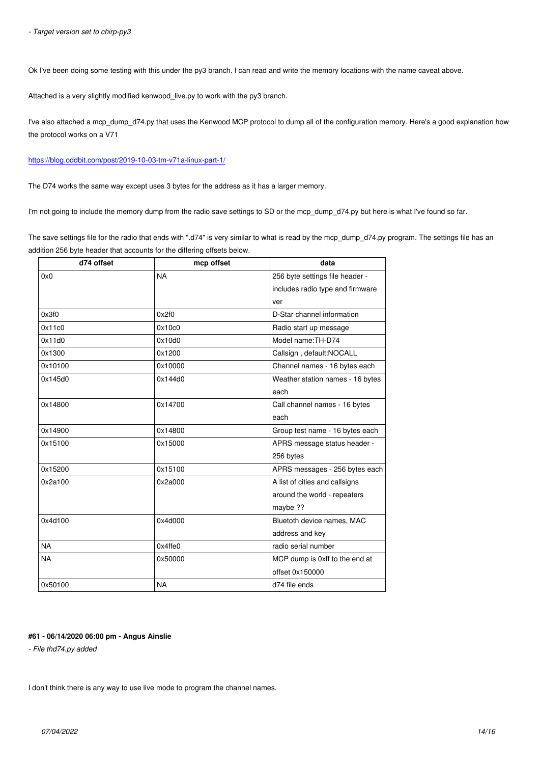*- Target version set to chirp-py3*

Ok I've been doing some testing with this under the py3 branch. I can read and write the memory locations with the name caveat above.

Attached is a very slightly modified kenwood_live.py to work with the py3 branch.

I've also attached a mcp_dump_d74.py that uses the Kenwood MCP protocol to dump all of the configuration memory. Here's a good explanation how the protocol works on a V71

https://blog.oddbit.com/post/2019-10-03-tm-v71a-linux-part-1/

The D74 works the same way except uses 3 bytes for the address as it has a larger memory.

I'm not going to include the memory dump from the radio save settings to SD or the mcp_dump_d74.py but here is what I've found so far.

The save settings file for the radio that ends with ".d74" is very similar to what is read by the mcp_dump_d74.py program. The settings file has an addition 256 byte header that accounts for the differing offsets below.

| d74 offset | mcp offset | data |
|---|---|---|
| 0x0 | NA | 256 byte settings file header - includes radio type and firmware ver |
| 0x3f0 | 0x2f0 | D-Star channel information |
| 0x11c0 | 0x10c0 | Radio start up message |
| 0x11d0 | 0x10d0 | Model name:TH-D74 |
| 0x1300 | 0x1200 | Callsign , default:NOCALL |
| 0x10100 | 0x10000 | Channel names - 16 bytes each |
| 0x145d0 | 0x144d0 | Weather station names - 16 bytes each |
| 0x14800 | 0x14700 | Call channel names - 16 bytes each |
| 0x14900 | 0x14800 | Group test name - 16 bytes each |
| 0x15100 | 0x15000 | APRS message status header - 256 bytes |
| 0x15200 | 0x15100 | APRS messages - 256 bytes each |
| 0x2a100 | 0x2a000 | A list of cities and callsigns around the world - repeaters maybe ?? |
| 0x4d100 | 0x4d000 | Bluetoth device names, MAC address and key |
| NA | 0x4ffe0 | radio serial number |
| NA | 0x50000 | MCP dump is 0xff to the end at offset 0x150000 |
| 0x50100 | NA | d74 file ends |

**#61 - 06/14/2020 06:00 pm - Angus Ainslie**

*- File thd74.py added*

I don't think there is any way to use live mode to program the channel names.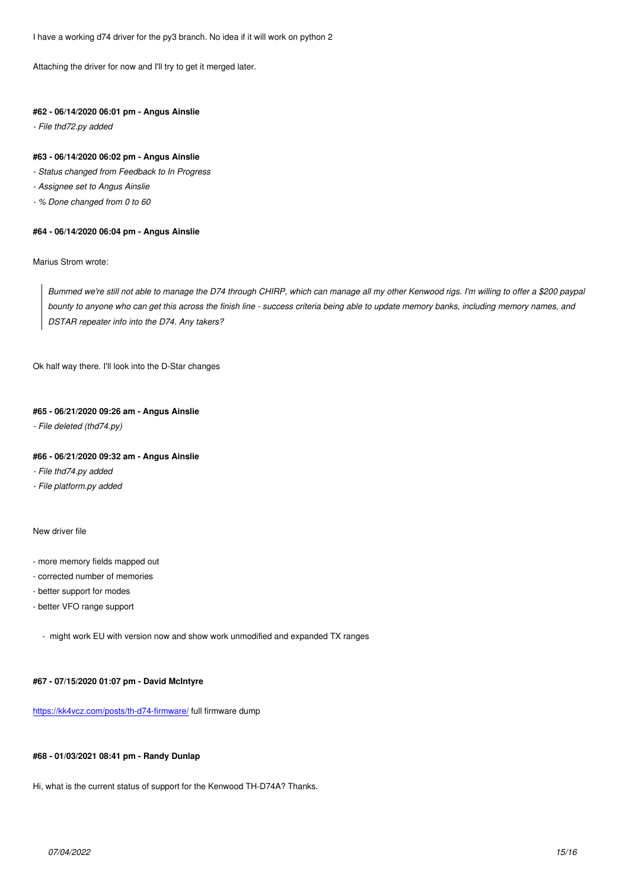I have a working d74 driver for the py3 branch. No idea if it will work on python 2

Attaching the driver for now and I'll try to get it merged later.

#### #62 - 06/14/2020 06:01 pm - Angus Ainslie

*- File thd72.py added*

#### #63 - 06/14/2020 06:02 pm - Angus Ainslie

*- Status changed from Feedback to In Progress*

*- Assignee set to Angus Ainslie*

*- % Done changed from 0 to 60*

#### #64 - 06/14/2020 06:04 pm - Angus Ainslie

Marius Strom wrote:

> *Bummed we're still not able to manage the D74 through CHIRP, which can manage all my other Kenwood rigs. I'm willing to offer a $200 paypal bounty to anyone who can get this across the finish line - success criteria being able to update memory banks, including memory names, and DSTAR repeater info into the D74. Any takers?*

Ok half way there. I'll look into the D-Star changes

#### #65 - 06/21/2020 09:26 am - Angus Ainslie

*- File deleted (thd74.py)*

#### #66 - 06/21/2020 09:32 am - Angus Ainslie

*- File thd74.py added*

*- File platform.py added*

New driver file

- more memory fields mapped out
- corrected number of memories
- better support for modes
- better VFO range support
  - might work EU with version now and show work unmodified and expanded TX ranges

#### #67 - 07/15/2020 01:07 pm - David McIntyre

https://kk4vcz.com/posts/th-d74-firmware/ full firmware dump

#### #68 - 01/03/2021 08:41 pm - Randy Dunlap

Hi, what is the current status of support for the Kenwood TH-D74A? Thanks.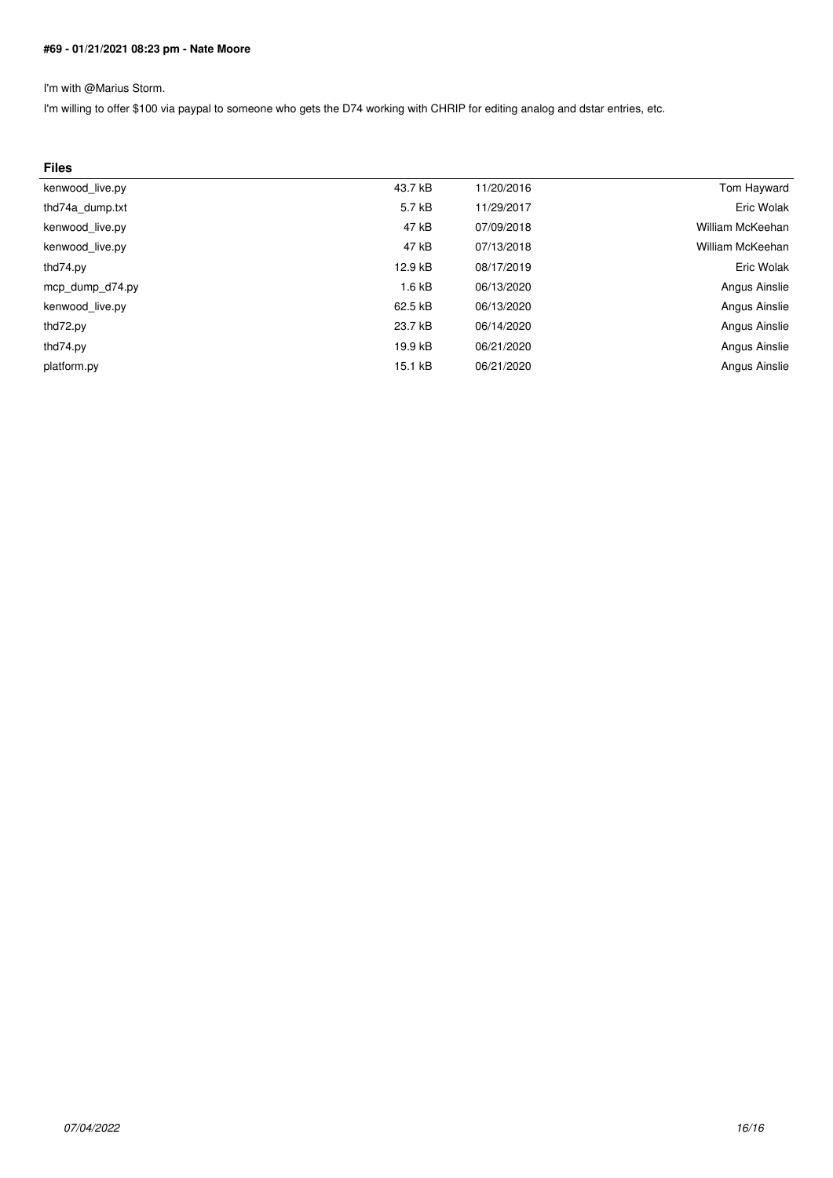#### #69 - 01/21/2021 08:23 pm - Nate Moore

I'm with @Marius Storm.

I'm willing to offer $100 via paypal to someone who gets the D74 working with CHRIP for editing analog and dstar entries, etc.

### Files

| | | | |
|---|---|---|---|
| kenwood_live.py | 43.7 kB | 11/20/2016 | Tom Hayward |
| thd74a_dump.txt | 5.7 kB | 11/29/2017 | Eric Wolak |
| kenwood_live.py | 47 kB | 07/09/2018 | William McKeehan |
| kenwood_live.py | 47 kB | 07/13/2018 | William McKeehan |
| thd74.py | 12.9 kB | 08/17/2019 | Eric Wolak |
| mcp_dump_d74.py | 1.6 kB | 06/13/2020 | Angus Ainslie |
| kenwood_live.py | 62.5 kB | 06/13/2020 | Angus Ainslie |
| thd72.py | 23.7 kB | 06/14/2020 | Angus Ainslie |
| thd74.py | 19.9 kB | 06/21/2020 | Angus Ainslie |
| platform.py | 15.1 kB | 06/21/2020 | Angus Ainslie |